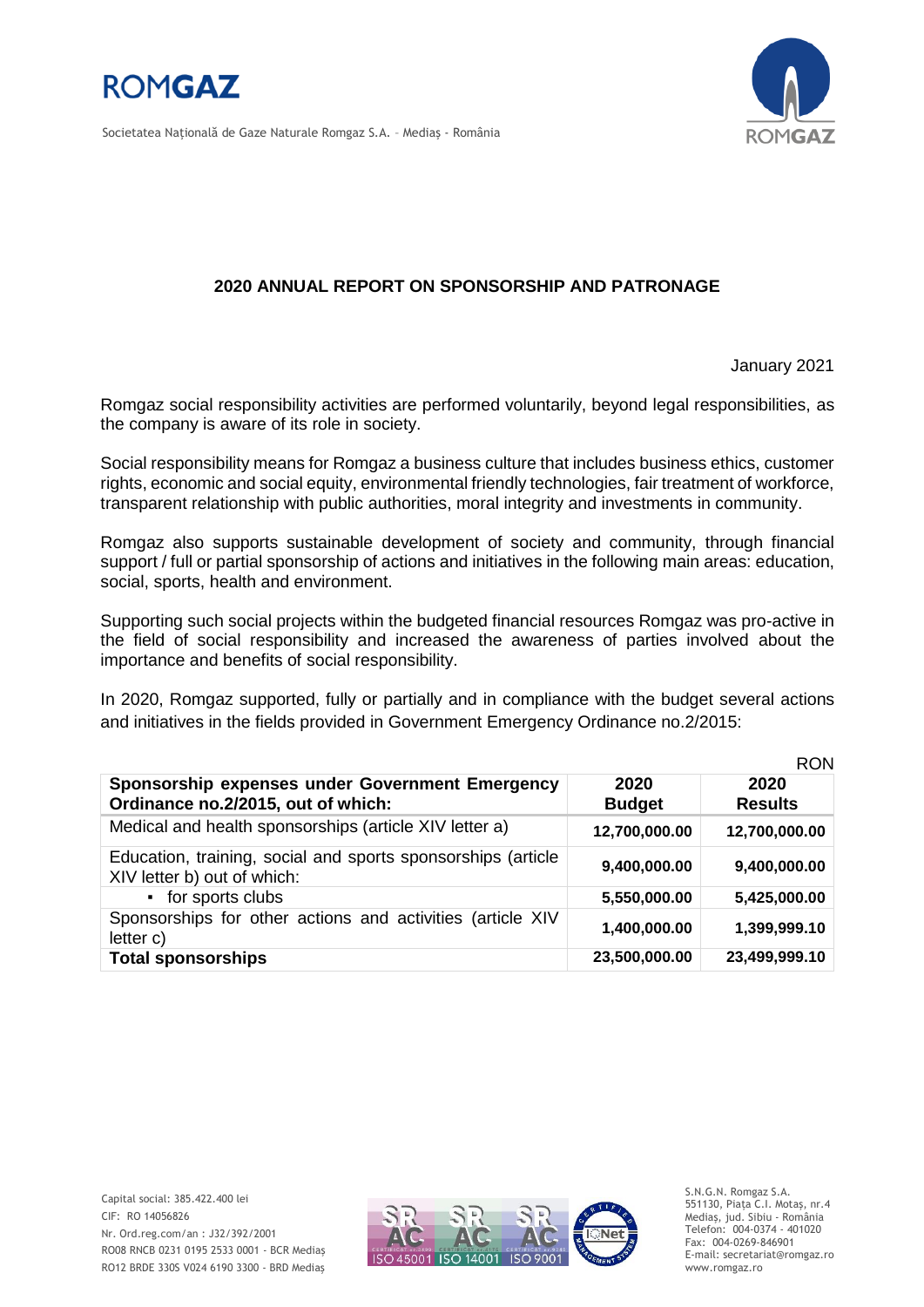**ROMGAZ**

Societatea Naţională de Gaze Naturale Romgaz S.A. – Mediaş - România

## 2020 ANNUAL REPORT ON SPONSORSHIP AND PATRONAGE

January 2021

Romgaz social responsibility activities are performed voluntarily, beyond legal responsibilities, as the company is aware of its role in society.

Social responsibility means for Romgaz a business culture that includes business ethics, customer rights, economic and social equity, environmental friendly technologies, fair treatment of workforce, transparent relationship with public authorities, moral integrity and investments in community.

Romgaz also supports sustainable development of society and community, through financial support / full or partial sponsorship of actions and initiatives in the following main areas: education, social, sports, health and environment.

Supporting such social projects within the budgeted financial resources Romgaz was pro-active in the field of social responsibility and increased the awareness of parties involved about the importance and benefits of social responsibility.

In 2020, Romgaz supported, fully or partially and in compliance with the budget several actions and initiatives in the fields provided in Government Emergency Ordinance no.2/2015:

RON

| Sponsorship expenses under Government Emergency Ordinance no.2/2015, out of which: | 2020 Budget | 2020 Results |
|---|---|---|
| Medical and health sponsorships (article XIV letter a) | 12,700,000.00 | 12,700,000.00 |
| Education, training, social and sports sponsorships (article XIV letter b) out of which: | 9,400,000.00 | 9,400,000.00 |
| ▪ for sports clubs | 5,550,000.00 | 5,425,000.00 |
| Sponsorships for other actions and activities (article XIV letter c) | 1,400,000.00 | 1,399,999.10 |
| **Total sponsorships** | **23,500,000.00** | **23,499,999.10** |

Capital social: 385.422.400 lei
CIF: RO 14056826
Nr. Ord.reg.com/an : J32/392/2001
RO08 RNCB 0231 0195 2533 0001 - BCR Mediaş
RO12 BRDE 330S V024 6190 3300 - BRD Mediaş

S.N.G.N. Romgaz S.A.
551130, Piaţa C.I. Motaş, nr.4
Mediaş, jud. Sibiu - România
Telefon: 004-0374 - 401020
Fax: 004-0269-846901
E-mail: secretariat@romgaz.ro
www.romgaz.ro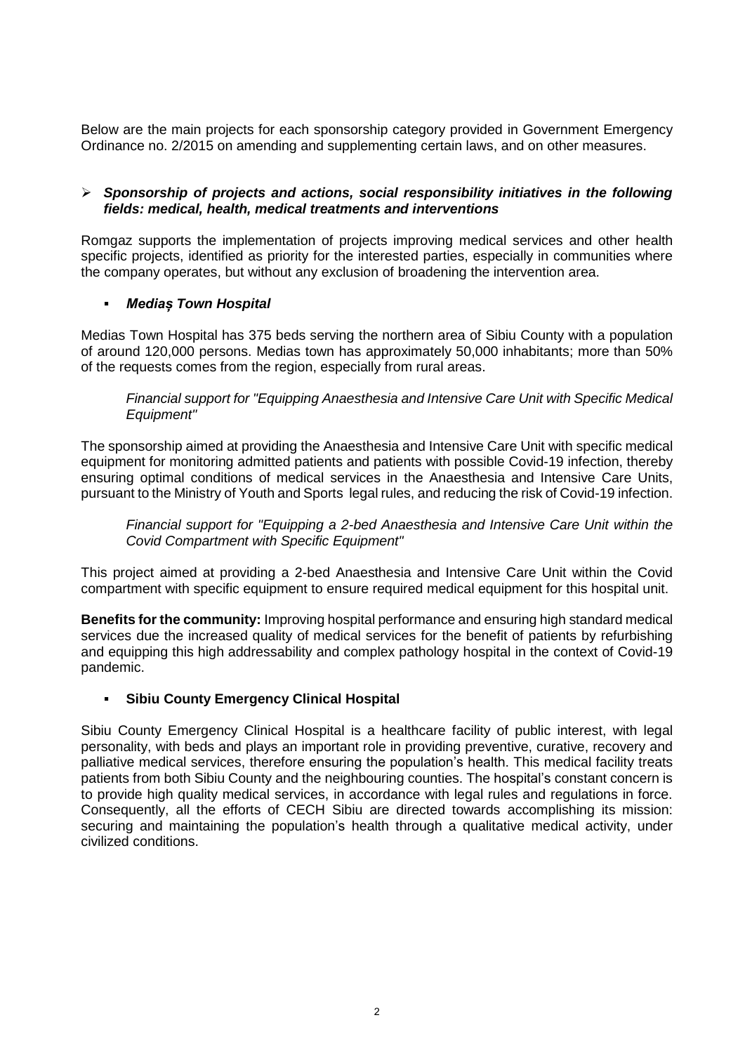Below are the main projects for each sponsorship category provided in Government Emergency Ordinance no. 2/2015 on amending and supplementing certain laws, and on other measures.

- ***Sponsorship of projects and actions, social responsibility initiatives in the following fields: medical, health, medical treatments and interventions***

Romgaz supports the implementation of projects improving medical services and other health specific projects, identified as priority for the interested parties, especially in communities where the company operates, but without any exclusion of broadening the intervention area.

- ***Mediaș Town Hospital***

Medias Town Hospital has 375 beds serving the northern area of Sibiu County with a population of around 120,000 persons. Medias town has approximately 50,000 inhabitants; more than 50% of the requests comes from the region, especially from rural areas.

*Financial support for "Equipping Anaesthesia and Intensive Care Unit with Specific Medical Equipment"*

The sponsorship aimed at providing the Anaesthesia and Intensive Care Unit with specific medical equipment for monitoring admitted patients and patients with possible Covid-19 infection, thereby ensuring optimal conditions of medical services in the Anaesthesia and Intensive Care Units, pursuant to the Ministry of Youth and Sports legal rules, and reducing the risk of Covid-19 infection.

*Financial support for "Equipping a 2-bed Anaesthesia and Intensive Care Unit within the Covid Compartment with Specific Equipment"*

This project aimed at providing a 2-bed Anaesthesia and Intensive Care Unit within the Covid compartment with specific equipment to ensure required medical equipment for this hospital unit.

**Benefits for the community:** Improving hospital performance and ensuring high standard medical services due the increased quality of medical services for the benefit of patients by refurbishing and equipping this high addressability and complex pathology hospital in the context of Covid-19 pandemic.

- **Sibiu County Emergency Clinical Hospital**

Sibiu County Emergency Clinical Hospital is a healthcare facility of public interest, with legal personality, with beds and plays an important role in providing preventive, curative, recovery and palliative medical services, therefore ensuring the population's health. This medical facility treats patients from both Sibiu County and the neighbouring counties. The hospital's constant concern is to provide high quality medical services, in accordance with legal rules and regulations in force. Consequently, all the efforts of CECH Sibiu are directed towards accomplishing its mission: securing and maintaining the population's health through a qualitative medical activity, under civilized conditions.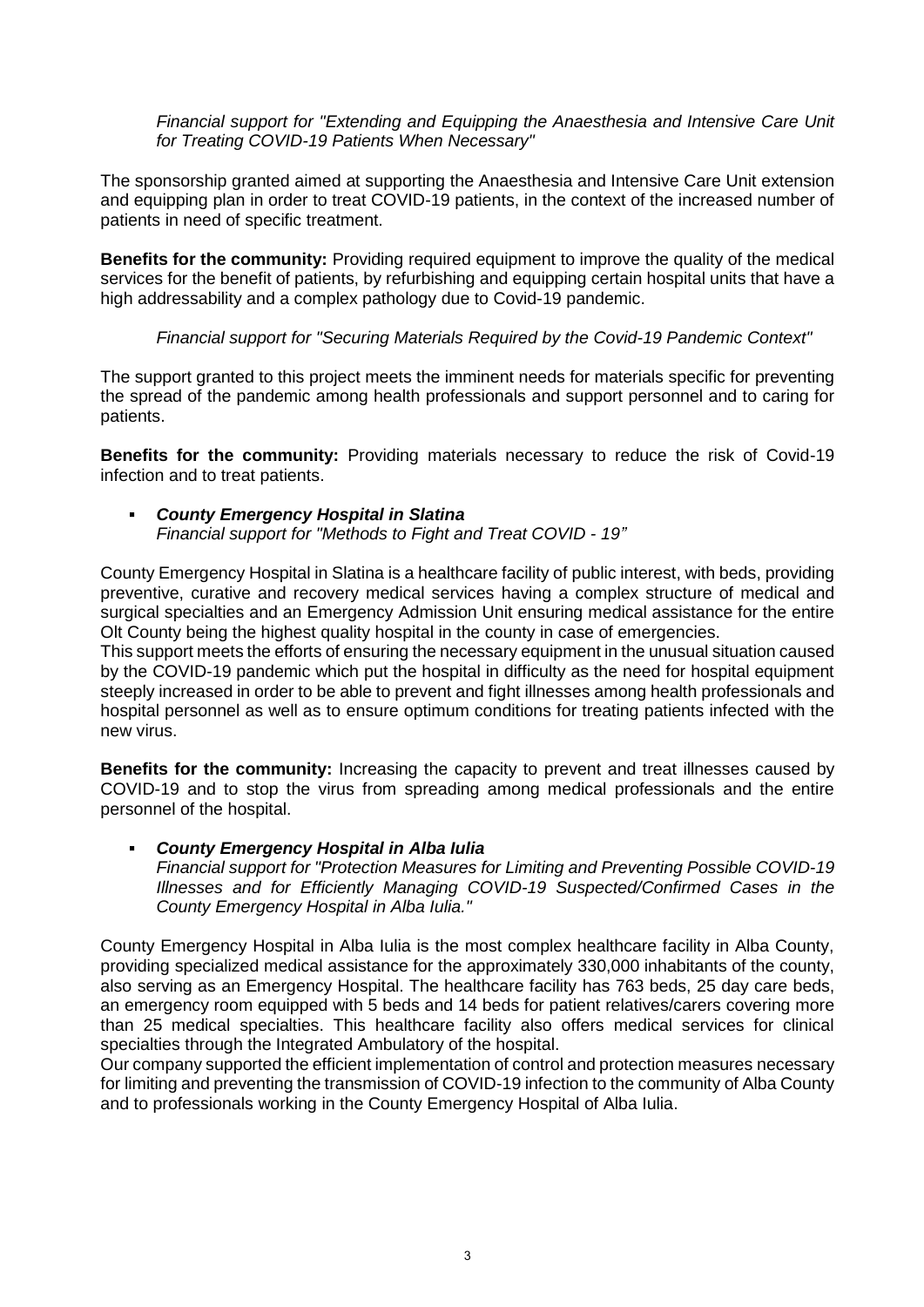*Financial support for "Extending and Equipping the Anaesthesia and Intensive Care Unit for Treating COVID-19 Patients When Necessary"*

The sponsorship granted aimed at supporting the Anaesthesia and Intensive Care Unit extension and equipping plan in order to treat COVID-19 patients, in the context of the increased number of patients in need of specific treatment.

**Benefits for the community:** Providing required equipment to improve the quality of the medical services for the benefit of patients, by refurbishing and equipping certain hospital units that have a high addressability and a complex pathology due to Covid-19 pandemic.

*Financial support for "Securing Materials Required by the Covid-19 Pandemic Context"*

The support granted to this project meets the imminent needs for materials specific for preventing the spread of the pandemic among health professionals and support personnel and to caring for patients.

**Benefits for the community:** Providing materials necessary to reduce the risk of Covid-19 infection and to treat patients.

- ***County Emergency Hospital in Slatina***
  *Financial support for "Methods to Fight and Treat COVID - 19"*

County Emergency Hospital in Slatina is a healthcare facility of public interest, with beds, providing preventive, curative and recovery medical services having a complex structure of medical and surgical specialties and an Emergency Admission Unit ensuring medical assistance for the entire Olt County being the highest quality hospital in the county in case of emergencies.
This support meets the efforts of ensuring the necessary equipment in the unusual situation caused by the COVID-19 pandemic which put the hospital in difficulty as the need for hospital equipment steeply increased in order to be able to prevent and fight illnesses among health professionals and hospital personnel as well as to ensure optimum conditions for treating patients infected with the new virus.

**Benefits for the community:** Increasing the capacity to prevent and treat illnesses caused by COVID-19 and to stop the virus from spreading among medical professionals and the entire personnel of the hospital.

- ***County Emergency Hospital in Alba Iulia***
  *Financial support for "Protection Measures for Limiting and Preventing Possible COVID-19 Illnesses and for Efficiently Managing COVID-19 Suspected/Confirmed Cases in the County Emergency Hospital in Alba Iulia."*

County Emergency Hospital in Alba Iulia is the most complex healthcare facility in Alba County, providing specialized medical assistance for the approximately 330,000 inhabitants of the county, also serving as an Emergency Hospital. The healthcare facility has 763 beds, 25 day care beds, an emergency room equipped with 5 beds and 14 beds for patient relatives/carers covering more than 25 medical specialties. This healthcare facility also offers medical services for clinical specialties through the Integrated Ambulatory of the hospital.
Our company supported the efficient implementation of control and protection measures necessary for limiting and preventing the transmission of COVID-19 infection to the community of Alba County and to professionals working in the County Emergency Hospital of Alba Iulia.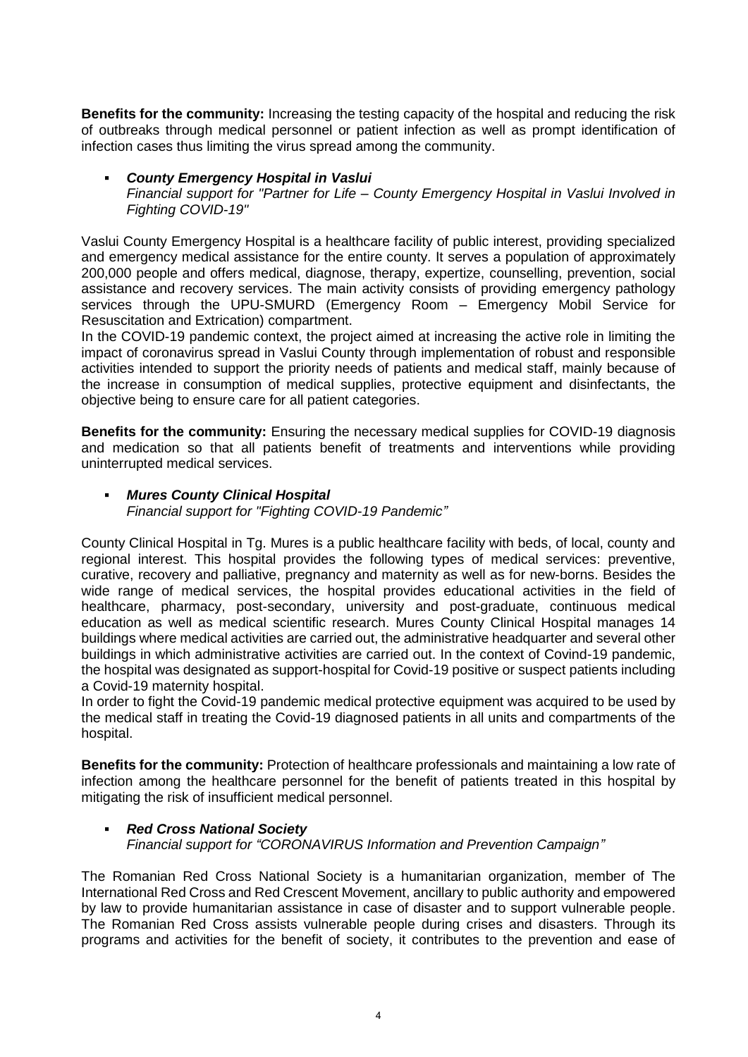**Benefits for the community:** Increasing the testing capacity of the hospital and reducing the risk of outbreaks through medical personnel or patient infection as well as prompt identification of infection cases thus limiting the virus spread among the community.

- ***County Emergency Hospital in Vaslui***
  *Financial support for "Partner for Life – County Emergency Hospital in Vaslui Involved in Fighting COVID-19"*

Vaslui County Emergency Hospital is a healthcare facility of public interest, providing specialized and emergency medical assistance for the entire county. It serves a population of approximately 200,000 people and offers medical, diagnose, therapy, expertize, counselling, prevention, social assistance and recovery services. The main activity consists of providing emergency pathology services through the UPU-SMURD (Emergency Room – Emergency Mobil Service for Resuscitation and Extrication) compartment.
In the COVID-19 pandemic context, the project aimed at increasing the active role in limiting the impact of coronavirus spread in Vaslui County through implementation of robust and responsible activities intended to support the priority needs of patients and medical staff, mainly because of the increase in consumption of medical supplies, protective equipment and disinfectants, the objective being to ensure care for all patient categories.

**Benefits for the community:** Ensuring the necessary medical supplies for COVID-19 diagnosis and medication so that all patients benefit of treatments and interventions while providing uninterrupted medical services.

- ***Mures County Clinical Hospital***
  *Financial support for "Fighting COVID-19 Pandemic"*

County Clinical Hospital in Tg. Mures is a public healthcare facility with beds, of local, county and regional interest. This hospital provides the following types of medical services: preventive, curative, recovery and palliative, pregnancy and maternity as well as for new-borns. Besides the wide range of medical services, the hospital provides educational activities in the field of healthcare, pharmacy, post-secondary, university and post-graduate, continuous medical education as well as medical scientific research. Mures County Clinical Hospital manages 14 buildings where medical activities are carried out, the administrative headquarter and several other buildings in which administrative activities are carried out. In the context of Covind-19 pandemic, the hospital was designated as support-hospital for Covid-19 positive or suspect patients including a Covid-19 maternity hospital.
In order to fight the Covid-19 pandemic medical protective equipment was acquired to be used by the medical staff in treating the Covid-19 diagnosed patients in all units and compartments of the hospital.

**Benefits for the community:** Protection of healthcare professionals and maintaining a low rate of infection among the healthcare personnel for the benefit of patients treated in this hospital by mitigating the risk of insufficient medical personnel.

- ***Red Cross National Society***
  *Financial support for "CORONAVIRUS Information and Prevention Campaign"*

The Romanian Red Cross National Society is a humanitarian organization, member of The International Red Cross and Red Crescent Movement, ancillary to public authority and empowered by law to provide humanitarian assistance in case of disaster and to support vulnerable people. The Romanian Red Cross assists vulnerable people during crises and disasters. Through its programs and activities for the benefit of society, it contributes to the prevention and ease of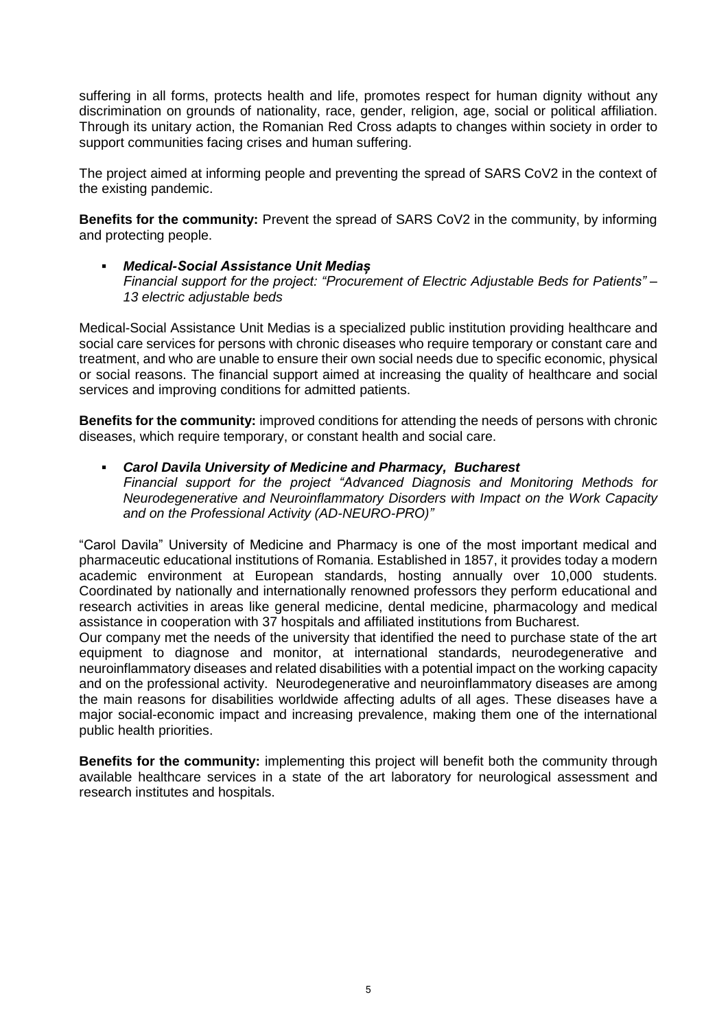suffering in all forms, protects health and life, promotes respect for human dignity without any discrimination on grounds of nationality, race, gender, religion, age, social or political affiliation. Through its unitary action, the Romanian Red Cross adapts to changes within society in order to support communities facing crises and human suffering.

The project aimed at informing people and preventing the spread of SARS CoV2 in the context of the existing pandemic.

**Benefits for the community:** Prevent the spread of SARS CoV2 in the community, by informing and protecting people.

- ***Medical-Social Assistance Unit Mediaș***
  *Financial support for the project: "Procurement of Electric Adjustable Beds for Patients" – 13 electric adjustable beds*

Medical-Social Assistance Unit Medias is a specialized public institution providing healthcare and social care services for persons with chronic diseases who require temporary or constant care and treatment, and who are unable to ensure their own social needs due to specific economic, physical or social reasons. The financial support aimed at increasing the quality of healthcare and social services and improving conditions for admitted patients.

**Benefits for the community:** improved conditions for attending the needs of persons with chronic diseases, which require temporary, or constant health and social care.

- ***Carol Davila University of Medicine and Pharmacy, Bucharest***
  *Financial support for the project "Advanced Diagnosis and Monitoring Methods for Neurodegenerative and Neuroinflammatory Disorders with Impact on the Work Capacity and on the Professional Activity (AD-NEURO-PRO)"*

"Carol Davila" University of Medicine and Pharmacy is one of the most important medical and pharmaceutic educational institutions of Romania. Established in 1857, it provides today a modern academic environment at European standards, hosting annually over 10,000 students. Coordinated by nationally and internationally renowned professors they perform educational and research activities in areas like general medicine, dental medicine, pharmacology and medical assistance in cooperation with 37 hospitals and affiliated institutions from Bucharest.
Our company met the needs of the university that identified the need to purchase state of the art equipment to diagnose and monitor, at international standards, neurodegenerative and neuroinflammatory diseases and related disabilities with a potential impact on the working capacity and on the professional activity. Neurodegenerative and neuroinflammatory diseases are among the main reasons for disabilities worldwide affecting adults of all ages. These diseases have a major social-economic impact and increasing prevalence, making them one of the international public health priorities.

**Benefits for the community:** implementing this project will benefit both the community through available healthcare services in a state of the art laboratory for neurological assessment and research institutes and hospitals.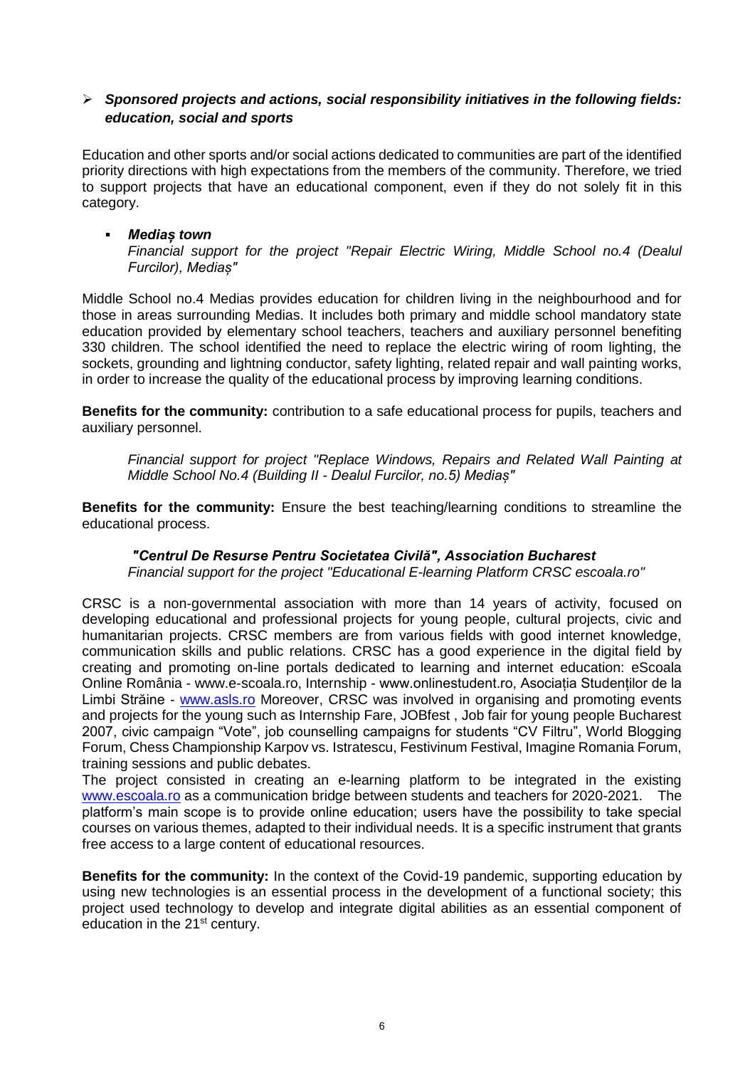- ***Sponsored projects and actions, social responsibility initiatives in the following fields: education, social and sports***

Education and other sports and/or social actions dedicated to communities are part of the identified priority directions with high expectations from the members of the community. Therefore, we tried to support projects that have an educational component, even if they do not solely fit in this category.

- ***Mediaș town***

  *Financial support for the project "Repair Electric Wiring, Middle School no.4 (Dealul Furcilor), Mediaș"*

Middle School no.4 Medias provides education for children living in the neighbourhood and for those in areas surrounding Medias. It includes both primary and middle school mandatory state education provided by elementary school teachers, teachers and auxiliary personnel benefiting 330 children. The school identified the need to replace the electric wiring of room lighting, the sockets, grounding and lightning conductor, safety lighting, related repair and wall painting works, in order to increase the quality of the educational process by improving learning conditions.

**Benefits for the community:** contribution to a safe educational process for pupils, teachers and auxiliary personnel.

*Financial support for project "Replace Windows, Repairs and Related Wall Painting at Middle School No.4 (Building II - Dealul Furcilor, no.5) Mediaș"*

**Benefits for the community:** Ensure the best teaching/learning conditions to streamline the educational process.

***"Centrul De Resurse Pentru Societatea Civilă", Association Bucharest***

*Financial support for the project "Educational E-learning Platform CRSC escoala.ro"*

CRSC is a non-governmental association with more than 14 years of activity, focused on developing educational and professional projects for young people, cultural projects, civic and humanitarian projects. CRSC members are from various fields with good internet knowledge, communication skills and public relations. CRSC has a good experience in the digital field by creating and promoting on-line portals dedicated to learning and internet education: eScoala Online România - www.e-scoala.ro, Internship - www.onlinestudent.ro, Asociația Studenților de la Limbi Străine - www.asls.ro Moreover, CRSC was involved in organising and promoting events and projects for the young such as Internship Fare, JOBfest , Job fair for young people Bucharest 2007, civic campaign "Vote", job counselling campaigns for students "CV Filtru", World Blogging Forum, Chess Championship Karpov vs. Istratescu, Festivinum Festival, Imagine Romania Forum, training sessions and public debates.

The project consisted in creating an e-learning platform to be integrated in the existing www.escoala.ro as a communication bridge between students and teachers for 2020-2021. The platform's main scope is to provide online education; users have the possibility to take special courses on various themes, adapted to their individual needs. It is a specific instrument that grants free access to a large content of educational resources.

**Benefits for the community:** In the context of the Covid-19 pandemic, supporting education by using new technologies is an essential process in the development of a functional society; this project used technology to develop and integrate digital abilities as an essential component of education in the 21st century.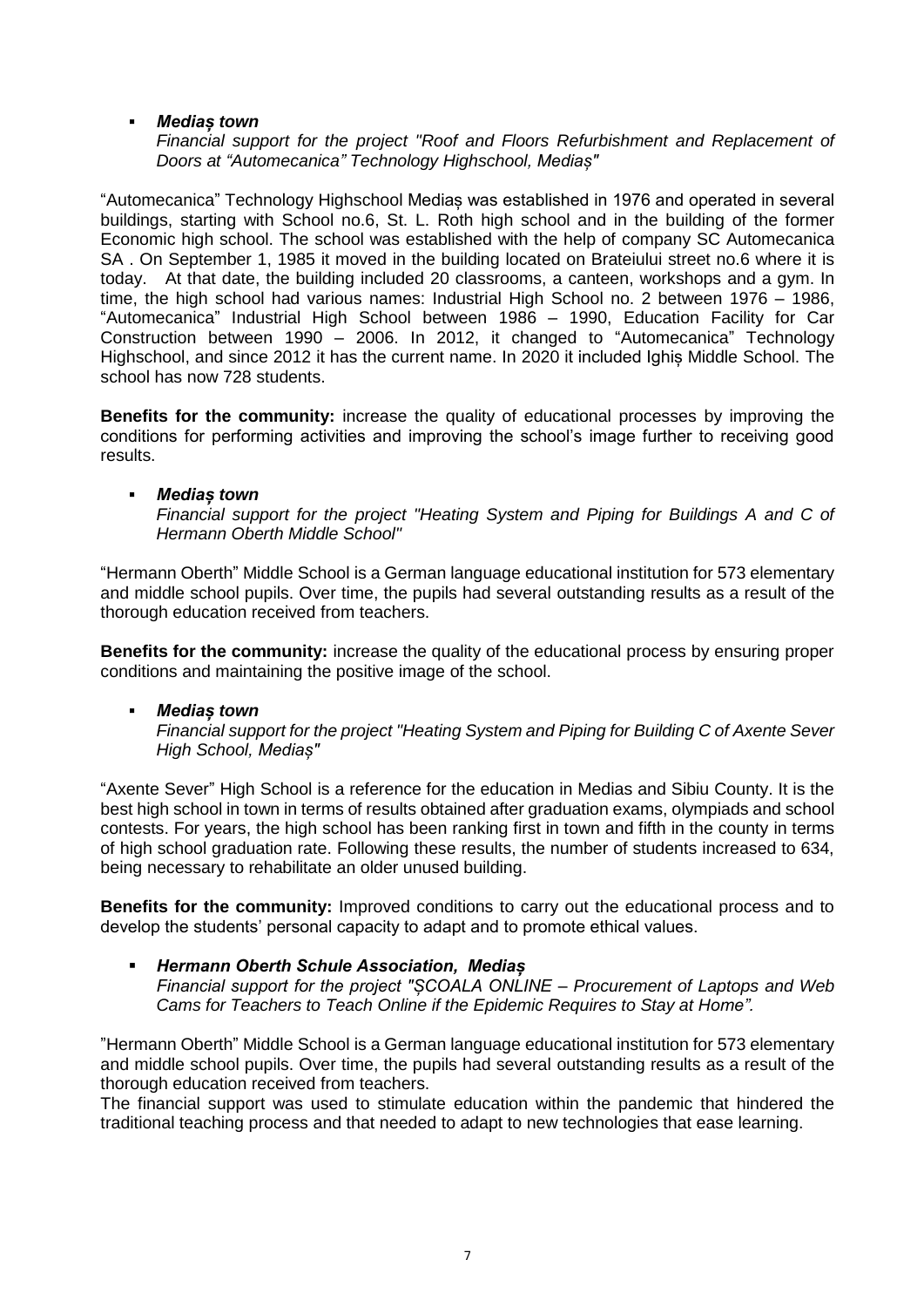- ***Mediaș town***
  *Financial support for the project "Roof and Floors Refurbishment and Replacement of Doors at "Automecanica" Technology Highschool, Mediaș"*

"Automecanica" Technology Highschool Mediaș was established in 1976 and operated in several buildings, starting with School no.6, St. L. Roth high school and in the building of the former Economic high school. The school was established with the help of company SC Automecanica SA . On September 1, 1985 it moved in the building located on Brateiului street no.6 where it is today. At that date, the building included 20 classrooms, a canteen, workshops and a gym. In time, the high school had various names: Industrial High School no. 2 between 1976 – 1986, "Automecanica" Industrial High School between 1986 – 1990, Education Facility for Car Construction between 1990 – 2006. In 2012, it changed to "Automecanica" Technology Highschool, and since 2012 it has the current name. In 2020 it included Ighiș Middle School. The school has now 728 students.

**Benefits for the community:** increase the quality of educational processes by improving the conditions for performing activities and improving the school's image further to receiving good results.

- ***Mediaș town***
  *Financial support for the project "Heating System and Piping for Buildings A and C of Hermann Oberth Middle School"*

"Hermann Oberth" Middle School is a German language educational institution for 573 elementary and middle school pupils. Over time, the pupils had several outstanding results as a result of the thorough education received from teachers.

**Benefits for the community:** increase the quality of the educational process by ensuring proper conditions and maintaining the positive image of the school.

- ***Mediaș town***
  *Financial support for the project "Heating System and Piping for Building C of Axente Sever High School, Mediaș"*

"Axente Sever" High School is a reference for the education in Medias and Sibiu County. It is the best high school in town in terms of results obtained after graduation exams, olympiads and school contests. For years, the high school has been ranking first in town and fifth in the county in terms of high school graduation rate. Following these results, the number of students increased to 634, being necessary to rehabilitate an older unused building.

**Benefits for the community:** Improved conditions to carry out the educational process and to develop the students' personal capacity to adapt and to promote ethical values.

- ***Hermann Oberth Schule Association, Mediaș***
  *Financial support for the project "ȘCOALA ONLINE – Procurement of Laptops and Web Cams for Teachers to Teach Online if the Epidemic Requires to Stay at Home".*

"Hermann Oberth" Middle School is a German language educational institution for 573 elementary and middle school pupils. Over time, the pupils had several outstanding results as a result of the thorough education received from teachers.

The financial support was used to stimulate education within the pandemic that hindered the traditional teaching process and that needed to adapt to new technologies that ease learning.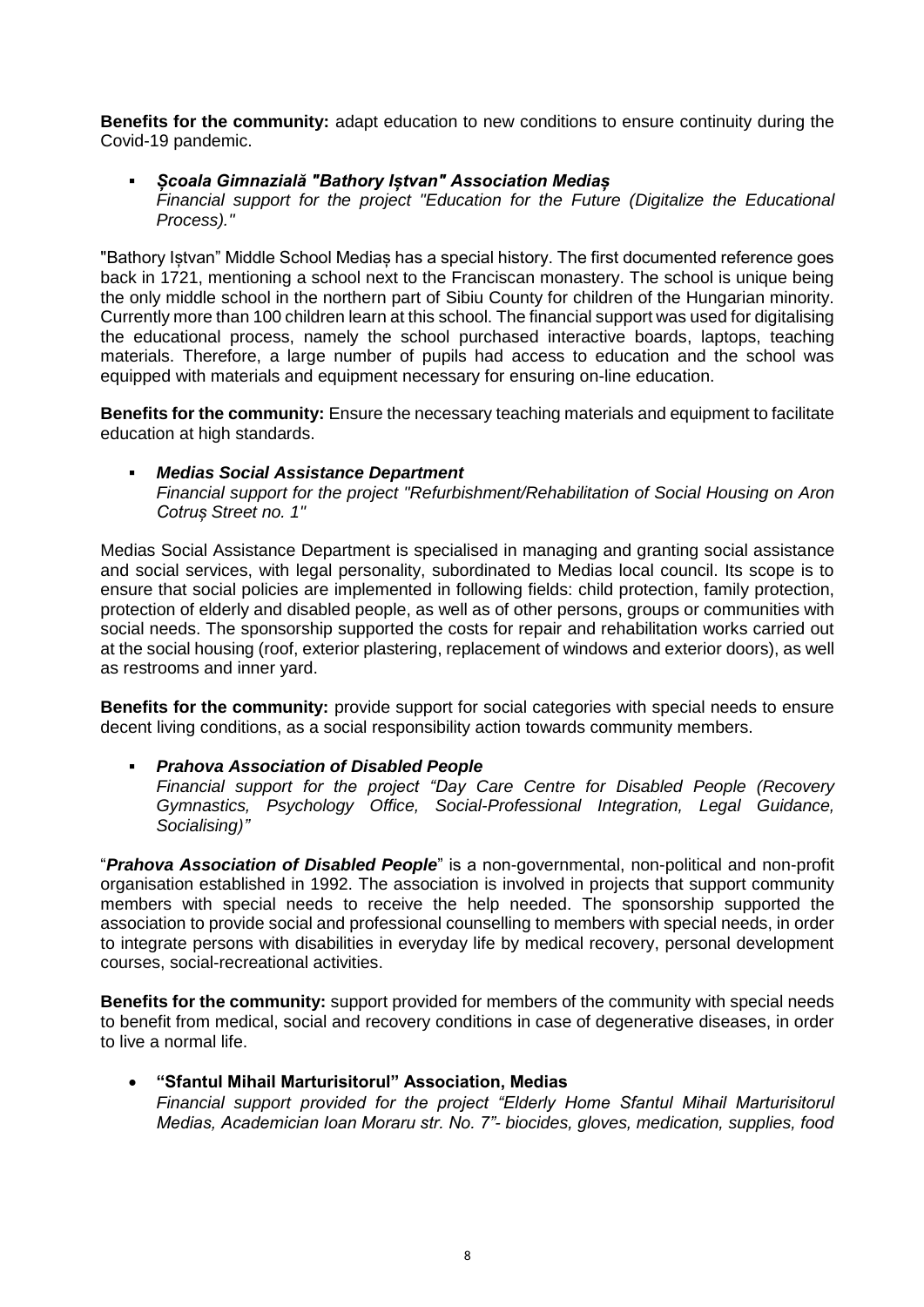**Benefits for the community:** adapt education to new conditions to ensure continuity during the Covid-19 pandemic.

- ***Şcoala Gimnazială "Bathory Iștvan" Association Mediaș***
  *Financial support for the project "Education for the Future (Digitalize the Educational Process)."*

"Bathory Iștvan" Middle School Mediaș has a special history. The first documented reference goes back in 1721, mentioning a school next to the Franciscan monastery. The school is unique being the only middle school in the northern part of Sibiu County for children of the Hungarian minority. Currently more than 100 children learn at this school. The financial support was used for digitalising the educational process, namely the school purchased interactive boards, laptops, teaching materials. Therefore, a large number of pupils had access to education and the school was equipped with materials and equipment necessary for ensuring on-line education.

**Benefits for the community:** Ensure the necessary teaching materials and equipment to facilitate education at high standards.

- ***Medias Social Assistance Department***
  *Financial support for the project "Refurbishment/Rehabilitation of Social Housing on Aron Cotruș Street no. 1"*

Medias Social Assistance Department is specialised in managing and granting social assistance and social services, with legal personality, subordinated to Medias local council. Its scope is to ensure that social policies are implemented in following fields: child protection, family protection, protection of elderly and disabled people, as well as of other persons, groups or communities with social needs. The sponsorship supported the costs for repair and rehabilitation works carried out at the social housing (roof, exterior plastering, replacement of windows and exterior doors), as well as restrooms and inner yard.

**Benefits for the community:** provide support for social categories with special needs to ensure decent living conditions, as a social responsibility action towards community members.

- ***Prahova Association of Disabled People***
  *Financial support for the project "Day Care Centre for Disabled People (Recovery Gymnastics, Psychology Office, Social-Professional Integration, Legal Guidance, Socialising)"*

"***Prahova Association of Disabled People***" is a non-governmental, non-political and non-profit organisation established in 1992. The association is involved in projects that support community members with special needs to receive the help needed. The sponsorship supported the association to provide social and professional counselling to members with special needs, in order to integrate persons with disabilities in everyday life by medical recovery, personal development courses, social-recreational activities.

**Benefits for the community:** support provided for members of the community with special needs to benefit from medical, social and recovery conditions in case of degenerative diseases, in order to live a normal life.

- **"Sfantul Mihail Marturisitorul" Association, Medias**
  *Financial support provided for the project "Elderly Home Sfantul Mihail Marturisitorul Medias, Academician Ioan Moraru str. No. 7"- biocides, gloves, medication, supplies, food*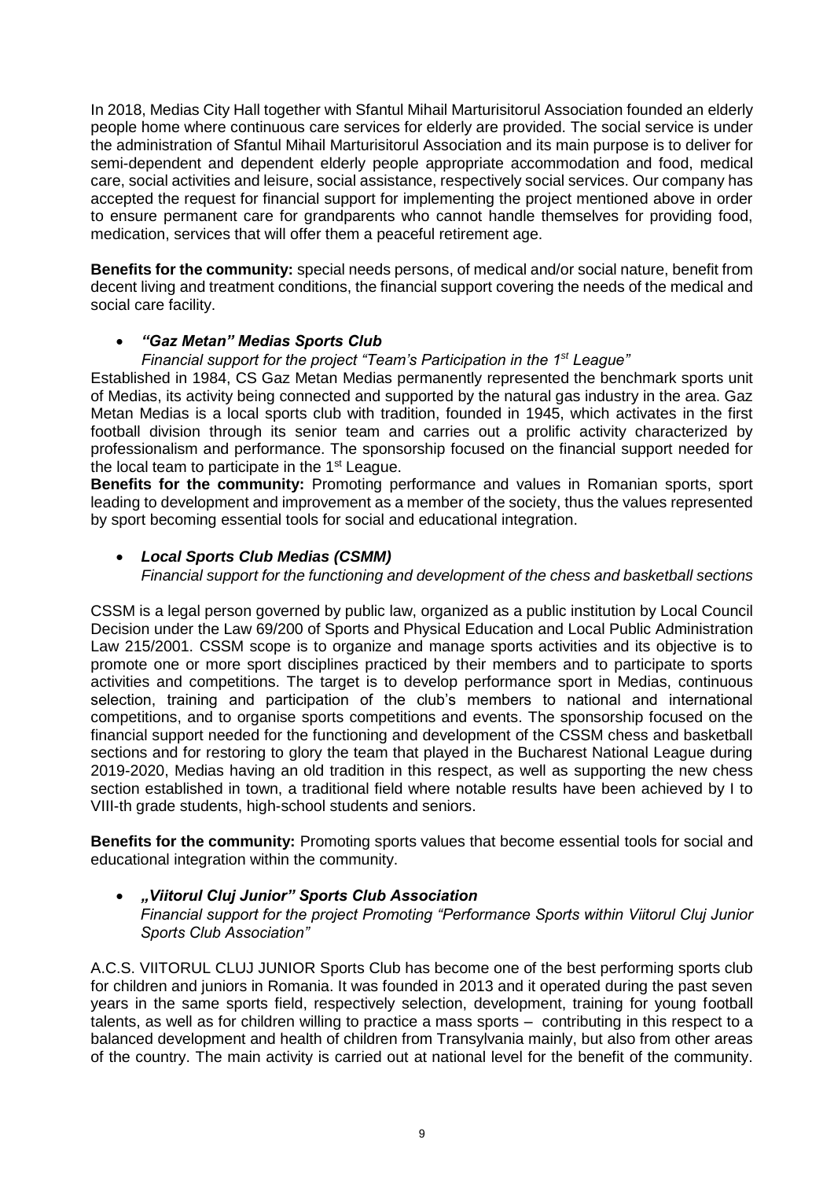In 2018, Medias City Hall together with Sfantul Mihail Marturisitorul Association founded an elderly people home where continuous care services for elderly are provided. The social service is under the administration of Sfantul Mihail Marturisitorul Association and its main purpose is to deliver for semi-dependent and dependent elderly people appropriate accommodation and food, medical care, social activities and leisure, social assistance, respectively social services. Our company has accepted the request for financial support for implementing the project mentioned above in order to ensure permanent care for grandparents who cannot handle themselves for providing food, medication, services that will offer them a peaceful retirement age.

**Benefits for the community:** special needs persons, of medical and/or social nature, benefit from decent living and treatment conditions, the financial support covering the needs of the medical and social care facility.

- ***"Gaz Metan" Medias Sports Club***
  *Financial support for the project "Team's Participation in the 1st League"*

Established in 1984, CS Gaz Metan Medias permanently represented the benchmark sports unit of Medias, its activity being connected and supported by the natural gas industry in the area. Gaz Metan Medias is a local sports club with tradition, founded in 1945, which activates in the first football division through its senior team and carries out a prolific activity characterized by professionalism and performance. The sponsorship focused on the financial support needed for the local team to participate in the 1st League.

**Benefits for the community:** Promoting performance and values in Romanian sports, sport leading to development and improvement as a member of the society, thus the values represented by sport becoming essential tools for social and educational integration.

- ***Local Sports Club Medias (CSMM)***
  *Financial support for the functioning and development of the chess and basketball sections*

CSSM is a legal person governed by public law, organized as a public institution by Local Council Decision under the Law 69/200 of Sports and Physical Education and Local Public Administration Law 215/2001. CSSM scope is to organize and manage sports activities and its objective is to promote one or more sport disciplines practiced by their members and to participate to sports activities and competitions. The target is to develop performance sport in Medias, continuous selection, training and participation of the club's members to national and international competitions, and to organise sports competitions and events. The sponsorship focused on the financial support needed for the functioning and development of the CSSM chess and basketball sections and for restoring to glory the team that played in the Bucharest National League during 2019-2020, Medias having an old tradition in this respect, as well as supporting the new chess section established in town, a traditional field where notable results have been achieved by I to VIII-th grade students, high-school students and seniors.

**Benefits for the community:** Promoting sports values that become essential tools for social and educational integration within the community.

- ***„Viitorul Cluj Junior" Sports Club Association***
  *Financial support for the project Promoting "Performance Sports within Viitorul Cluj Junior Sports Club Association"*

A.C.S. VIITORUL CLUJ JUNIOR Sports Club has become one of the best performing sports club for children and juniors in Romania. It was founded in 2013 and it operated during the past seven years in the same sports field, respectively selection, development, training for young football talents, as well as for children willing to practice a mass sports – contributing in this respect to a balanced development and health of children from Transylvania mainly, but also from other areas of the country. The main activity is carried out at national level for the benefit of the community.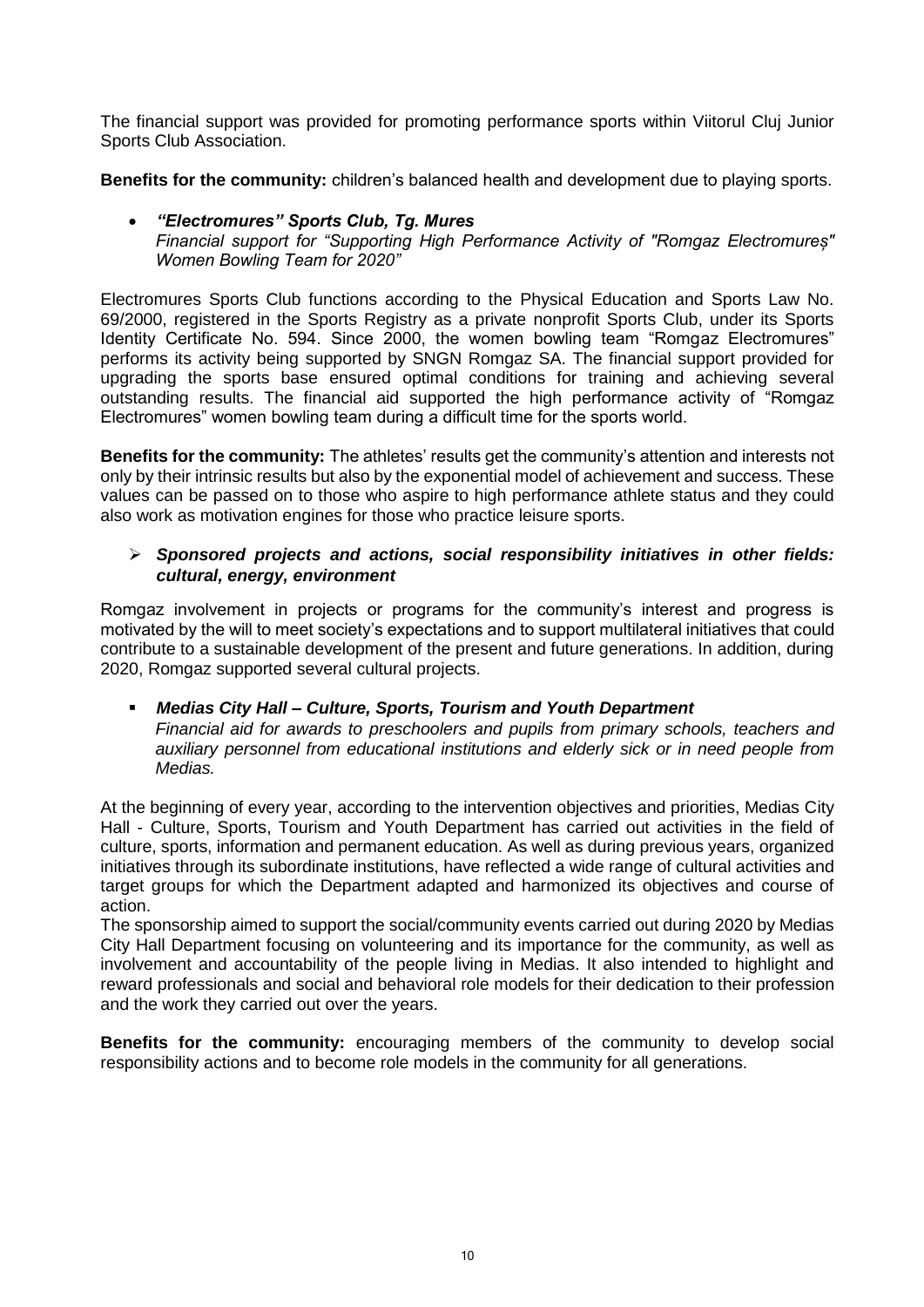The financial support was provided for promoting performance sports within Viitorul Cluj Junior Sports Club Association.

**Benefits for the community:** children's balanced health and development due to playing sports.

- ***"Electromures" Sports Club, Tg. Mures***
  *Financial support for "Supporting High Performance Activity of "Romgaz Electromureș" Women Bowling Team for 2020"*

Electromures Sports Club functions according to the Physical Education and Sports Law No. 69/2000, registered in the Sports Registry as a private nonprofit Sports Club, under its Sports Identity Certificate No. 594. Since 2000, the women bowling team "Romgaz Electromures" performs its activity being supported by SNGN Romgaz SA. The financial support provided for upgrading the sports base ensured optimal conditions for training and achieving several outstanding results. The financial aid supported the high performance activity of "Romgaz Electromures" women bowling team during a difficult time for the sports world.

**Benefits for the community:** The athletes' results get the community's attention and interests not only by their intrinsic results but also by the exponential model of achievement and success. These values can be passed on to those who aspire to high performance athlete status and they could also work as motivation engines for those who practice leisure sports.

- ***Sponsored projects and actions, social responsibility initiatives in other fields: cultural, energy, environment***

Romgaz involvement in projects or programs for the community's interest and progress is motivated by the will to meet society's expectations and to support multilateral initiatives that could contribute to a sustainable development of the present and future generations. In addition, during 2020, Romgaz supported several cultural projects.

- ***Medias City Hall – Culture, Sports, Tourism and Youth Department***
  *Financial aid for awards to preschoolers and pupils from primary schools, teachers and auxiliary personnel from educational institutions and elderly sick or in need people from Medias.*

At the beginning of every year, according to the intervention objectives and priorities, Medias City Hall - Culture, Sports, Tourism and Youth Department has carried out activities in the field of culture, sports, information and permanent education. As well as during previous years, organized initiatives through its subordinate institutions, have reflected a wide range of cultural activities and target groups for which the Department adapted and harmonized its objectives and course of action.

The sponsorship aimed to support the social/community events carried out during 2020 by Medias City Hall Department focusing on volunteering and its importance for the community, as well as involvement and accountability of the people living in Medias. It also intended to highlight and reward professionals and social and behavioral role models for their dedication to their profession and the work they carried out over the years.

**Benefits for the community:** encouraging members of the community to develop social responsibility actions and to become role models in the community for all generations.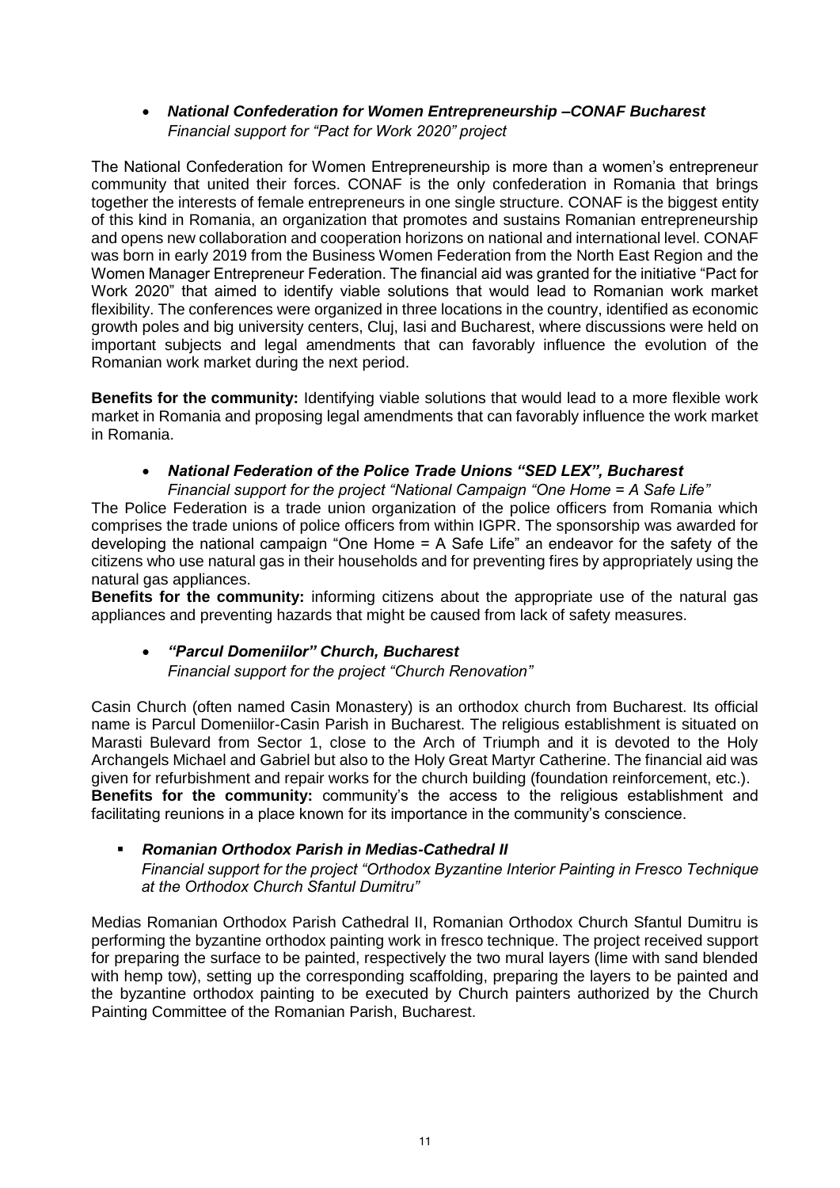- ***National Confederation for Women Entrepreneurship –CONAF Bucharest***
  *Financial support for "Pact for Work 2020" project*

The National Confederation for Women Entrepreneurship is more than a women's entrepreneur community that united their forces. CONAF is the only confederation in Romania that brings together the interests of female entrepreneurs in one single structure. CONAF is the biggest entity of this kind in Romania, an organization that promotes and sustains Romanian entrepreneurship and opens new collaboration and cooperation horizons on national and international level. CONAF was born in early 2019 from the Business Women Federation from the North East Region and the Women Manager Entrepreneur Federation. The financial aid was granted for the initiative "Pact for Work 2020" that aimed to identify viable solutions that would lead to Romanian work market flexibility. The conferences were organized in three locations in the country, identified as economic growth poles and big university centers, Cluj, Iasi and Bucharest, where discussions were held on important subjects and legal amendments that can favorably influence the evolution of the Romanian work market during the next period.

**Benefits for the community:** Identifying viable solutions that would lead to a more flexible work market in Romania and proposing legal amendments that can favorably influence the work market in Romania.

- ***National Federation of the Police Trade Unions "SED LEX", Bucharest***
  *Financial support for the project "National Campaign "One Home = A Safe Life"*

The Police Federation is a trade union organization of the police officers from Romania which comprises the trade unions of police officers from within IGPR. The sponsorship was awarded for developing the national campaign "One Home = A Safe Life" an endeavor for the safety of the citizens who use natural gas in their households and for preventing fires by appropriately using the natural gas appliances.

**Benefits for the community:** informing citizens about the appropriate use of the natural gas appliances and preventing hazards that might be caused from lack of safety measures.

- ***"Parcul Domeniilor" Church, Bucharest***
  *Financial support for the project "Church Renovation"*

Casin Church (often named Casin Monastery) is an orthodox church from Bucharest. Its official name is Parcul Domeniilor-Casin Parish in Bucharest. The religious establishment is situated on Marasti Bulevard from Sector 1, close to the Arch of Triumph and it is devoted to the Holy Archangels Michael and Gabriel but also to the Holy Great Martyr Catherine. The financial aid was given for refurbishment and repair works for the church building (foundation reinforcement, etc.).

**Benefits for the community:** community's the access to the religious establishment and facilitating reunions in a place known for its importance in the community's conscience.

- ***Romanian Orthodox Parish in Medias-Cathedral II***
  *Financial support for the project "Orthodox Byzantine Interior Painting in Fresco Technique at the Orthodox Church Sfantul Dumitru"*

Medias Romanian Orthodox Parish Cathedral II, Romanian Orthodox Church Sfantul Dumitru is performing the byzantine orthodox painting work in fresco technique. The project received support for preparing the surface to be painted, respectively the two mural layers (lime with sand blended with hemp tow), setting up the corresponding scaffolding, preparing the layers to be painted and the byzantine orthodox painting to be executed by Church painters authorized by the Church Painting Committee of the Romanian Parish, Bucharest.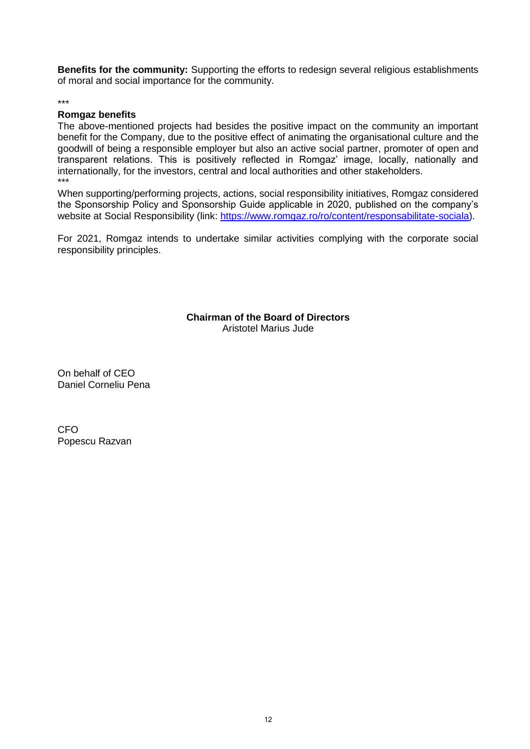**Benefits for the community:** Supporting the efforts to redesign several religious establishments of moral and social importance for the community.

***

**Romgaz benefits**

The above-mentioned projects had besides the positive impact on the community an important benefit for the Company, due to the positive effect of animating the organisational culture and the goodwill of being a responsible employer but also an active social partner, promoter of open and transparent relations. This is positively reflected in Romgaz' image, locally, nationally and internationally, for the investors, central and local authorities and other stakeholders.

***

When supporting/performing projects, actions, social responsibility initiatives, Romgaz considered the Sponsorship Policy and Sponsorship Guide applicable in 2020, published on the company's website at Social Responsibility (link: [https://www.romgaz.ro/ro/content/responsabilitate-sociala](https://www.romgaz.ro/ro/content/responsabilitate-sociala)).

For 2021, Romgaz intends to undertake similar activities complying with the corporate social responsibility principles.

**Chairman of the Board of Directors**
Aristotel Marius Jude

On behalf of CEO
Daniel Corneliu Pena

CFO
Popescu Razvan